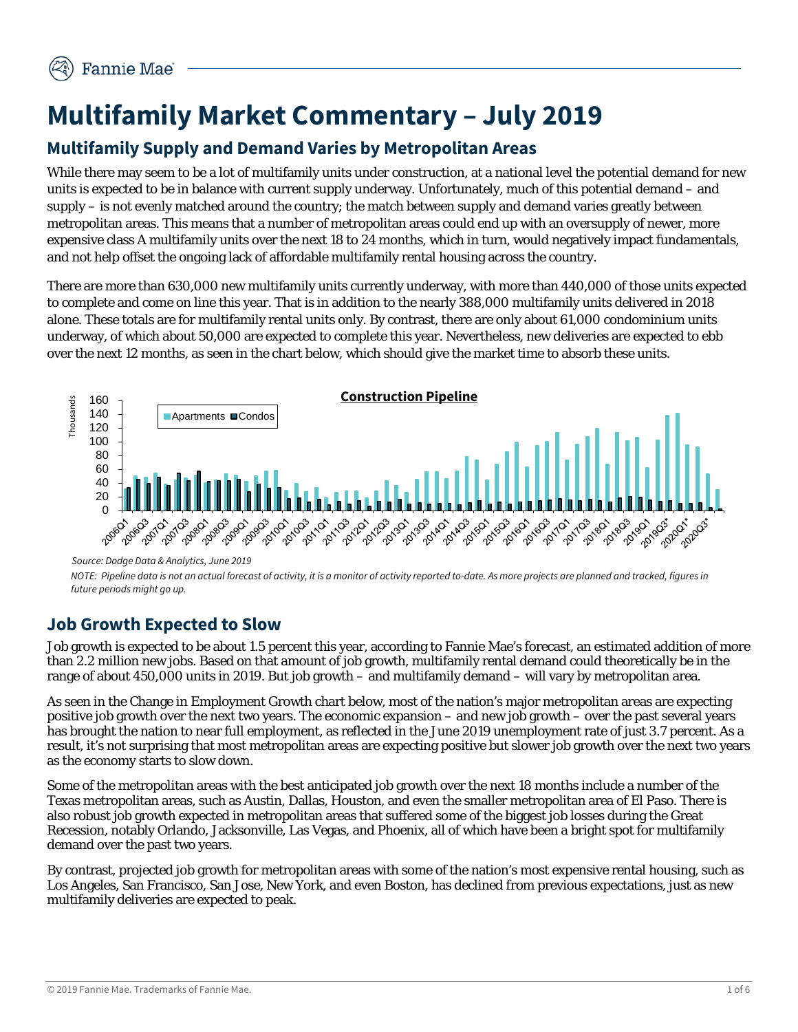# Multifamily Market Commentary – July 2019

## Multifamily Supply and Demand Varies by Metropolitan Areas

While there may seem to be a lot of multifamily units under construction, at a national level the potential demand for new units is expected to be in balance with current supply underway. Unfortunately, much of this potential demand – and supply – is not evenly matched around the country; the match between supply and demand varies greatly between metropolitan areas. This means that a number of metropolitan areas could end up with an oversupply of newer, more expensive class A multifamily units over the next 18 to 24 months, which in turn, would negatively impact fundamentals, and not help offset the ongoing lack of affordable multifamily rental housing across the country.

There are more than 630,000 new multifamily units currently underway, with more than 440,000 of those units expected to complete and come on line this year. That is in addition to the nearly 388,000 multifamily units delivered in 2018 alone. These totals are for multifamily rental units only. By contrast, there are only about 61,000 condominium units underway, of which about 50,000 are expected to complete this year. Nevertheless, new deliveries are expected to ebb over the next 12 months, as seen in the chart below, which should give the market time to absorb these units.

**Construction Pipeline**

*Source: Dodge Data & Analytics, June 2019*

*NOTE: Pipeline data is not an actual forecast of activity, it is a monitor of activity reported to-date. As more projects are planned and tracked, figures in future periods might go up.*

## Job Growth Expected to Slow

Job growth is expected to be about 1.5 percent this year, according to Fannie Mae's forecast, an estimated addition of more than 2.2 million new jobs. Based on that amount of job growth, multifamily rental demand could theoretically be in the range of about 450,000 units in 2019. But job growth – and multifamily demand – will vary by metropolitan area.

As seen in the Change in Employment Growth chart below, most of the nation's major metropolitan areas are expecting positive job growth over the next two years. The economic expansion – and new job growth – over the past several years has brought the nation to near full employment, as reflected in the June 2019 unemployment rate of just 3.7 percent. As a result, it's not surprising that most metropolitan areas are expecting positive but slower job growth over the next two years as the economy starts to slow down.

Some of the metropolitan areas with the best anticipated job growth over the next 18 months include a number of the Texas metropolitan areas, such as Austin, Dallas, Houston, and even the smaller metropolitan area of El Paso. There is also robust job growth expected in metropolitan areas that suffered some of the biggest job losses during the Great Recession, notably Orlando, Jacksonville, Las Vegas, and Phoenix, all of which have been a bright spot for multifamily demand over the past two years.

By contrast, projected job growth for metropolitan areas with some of the nation's most expensive rental housing, such as Los Angeles, San Francisco, San Jose, New York, and even Boston, has declined from previous expectations, just as new multifamily deliveries are expected to peak.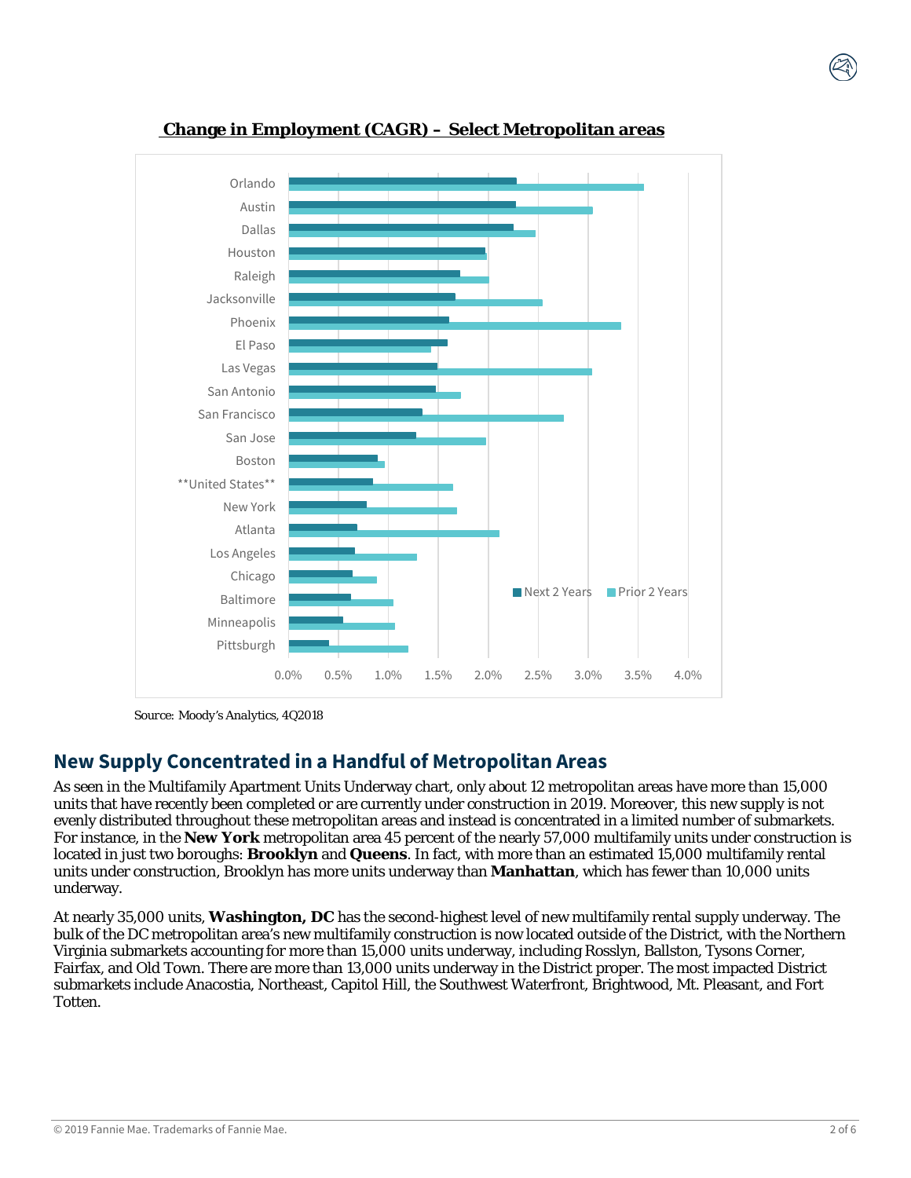**Change in Employment (CAGR) – Select Metropolitan areas**

Source: Moody's Analytics, 4Q2018

## New Supply Concentrated in a Handful of Metropolitan Areas

As seen in the Multifamily Apartment Units Underway chart, only about 12 metropolitan areas have more than 15,000 units that have recently been completed or are currently under construction in 2019. Moreover, this new supply is not evenly distributed throughout these metropolitan areas and instead is concentrated in a limited number of submarkets. For instance, in the **New York** metropolitan area 45 percent of the nearly 57,000 multifamily units under construction is located in just two boroughs: **Brooklyn** and **Queens**. In fact, with more than an estimated 15,000 multifamily rental units under construction, Brooklyn has more units underway than **Manhattan**, which has fewer than 10,000 units underway.

At nearly 35,000 units, **Washington, DC** has the second-highest level of new multifamily rental supply underway. The bulk of the DC metropolitan area's new multifamily construction is now located outside of the District, with the Northern Virginia submarkets accounting for more than 15,000 units underway, including Rosslyn, Ballston, Tysons Corner, Fairfax, and Old Town. There are more than 13,000 units underway in the District proper. The most impacted District submarkets include Anacostia, Northeast, Capitol Hill, the Southwest Waterfront, Brightwood, Mt. Pleasant, and Fort Totten.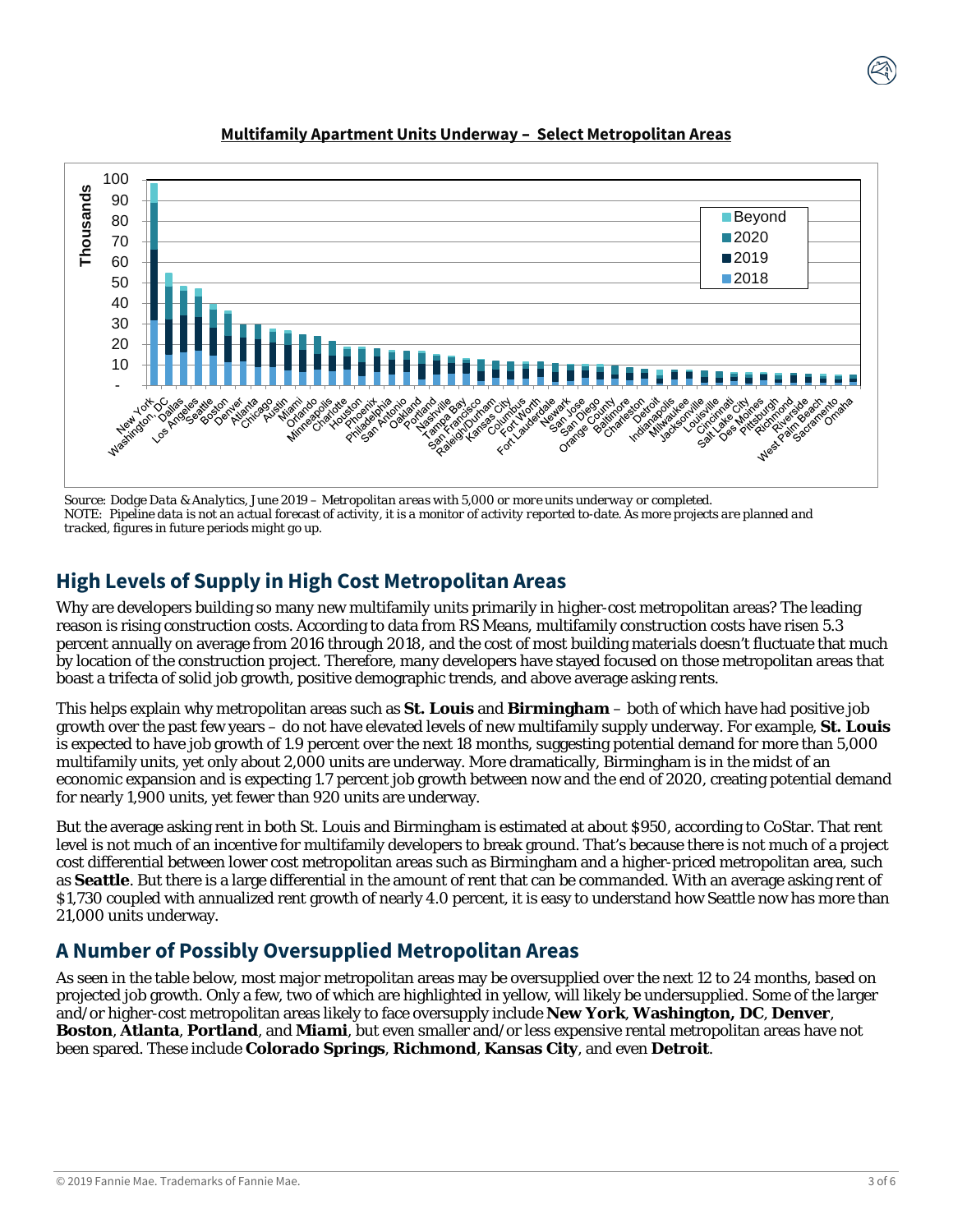**Multifamily Apartment Units Underway – Select Metropolitan Areas**

*Source: Dodge Data & Analytics, June 2019 – Metropolitan areas with 5,000 or more units underway or completed.*
*NOTE: Pipeline data is not an actual forecast of activity, it is a monitor of activity reported to-date. As more projects are planned and tracked, figures in future periods might go up.*

## High Levels of Supply in High Cost Metropolitan Areas

Why are developers building so many new multifamily units primarily in higher-cost metropolitan areas? The leading reason is rising construction costs. According to data from RS Means, multifamily construction costs have risen 5.3 percent annually on average from 2016 through 2018, and the cost of most building materials doesn't fluctuate that much by location of the construction project. Therefore, many developers have stayed focused on those metropolitan areas that boast a trifecta of solid job growth, positive demographic trends, and above average asking rents.

This helps explain why metropolitan areas such as **St. Louis** and **Birmingham** – both of which have had positive job growth over the past few years – do not have elevated levels of new multifamily supply underway. For example, **St. Louis** is expected to have job growth of 1.9 percent over the next 18 months, suggesting potential demand for more than 5,000 multifamily units, yet only about 2,000 units are underway. More dramatically, Birmingham is in the midst of an economic expansion and is expecting 1.7 percent job growth between now and the end of 2020, creating potential demand for nearly 1,900 units, yet fewer than 920 units are underway.

But the average asking rent in both St. Louis and Birmingham is estimated at about $950, according to CoStar. That rent level is not much of an incentive for multifamily developers to break ground. That's because there is not much of a project cost differential between lower cost metropolitan areas such as Birmingham and a higher-priced metropolitan area, such as **Seattle**. But there is a large differential in the amount of rent that can be commanded. With an average asking rent of $1,730 coupled with annualized rent growth of nearly 4.0 percent, it is easy to understand how Seattle now has more than 21,000 units underway.

## A Number of Possibly Oversupplied Metropolitan Areas

As seen in the table below, most major metropolitan areas may be oversupplied over the next 12 to 24 months, based on projected job growth. Only a few, two of which are highlighted in yellow, will likely be undersupplied. Some of the larger and/or higher-cost metropolitan areas likely to face oversupply include **New York**, **Washington, DC**, **Denver**, **Boston**, **Atlanta**, **Portland**, and **Miami**, but even smaller and/or less expensive rental metropolitan areas have not been spared. These include **Colorado Springs**, **Richmond**, **Kansas City**, and even **Detroit**.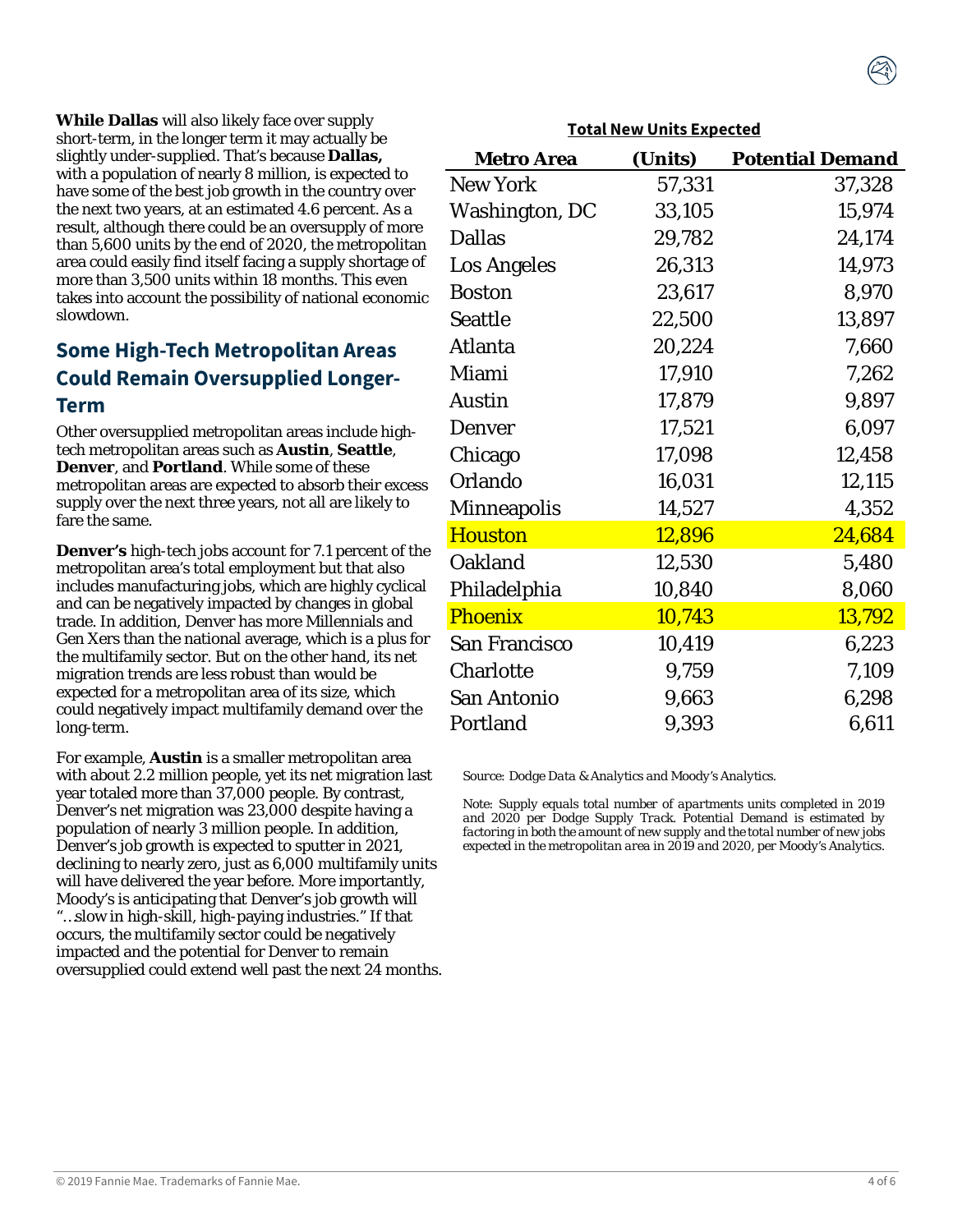**While Dallas** will also likely face over supply short-term, in the longer term it may actually be slightly under-supplied. That's because **Dallas,** with a population of nearly 8 million, is expected to have some of the best job growth in the country over the next two years, at an estimated 4.6 percent. As a result, although there could be an oversupply of more than 5,600 units by the end of 2020, the metropolitan area could easily find itself facing a supply shortage of more than 3,500 units within 18 months. This even takes into account the possibility of national economic slowdown.

## Some High-Tech Metropolitan Areas Could Remain Oversupplied Longer-Term

Other oversupplied metropolitan areas include high-tech metropolitan areas such as **Austin**, **Seattle**, **Denver**, and **Portland**. While some of these metropolitan areas are expected to absorb their excess supply over the next three years, not all are likely to fare the same.

**Denver's** high-tech jobs account for 7.1 percent of the metropolitan area's total employment but that also includes manufacturing jobs, which are highly cyclical and can be negatively impacted by changes in global trade. In addition, Denver has more Millennials and Gen Xers than the national average, which is a plus for the multifamily sector. But on the other hand, its net migration trends are less robust than would be expected for a metropolitan area of its size, which could negatively impact multifamily demand over the long-term.

For example, **Austin** is a smaller metropolitan area with about 2.2 million people, yet its net migration last year totaled more than 37,000 people. By contrast, Denver's net migration was 23,000 despite having a population of nearly 3 million people. In addition, Denver's job growth is expected to sputter in 2021, declining to nearly zero, just as 6,000 multifamily units will have delivered the year before. More importantly, Moody's is anticipating that Denver's job growth will "…slow in high-skill, high-paying industries." If that occurs, the multifamily sector could be negatively impacted and the potential for Denver to remain oversupplied could extend well past the next 24 months.

**Total New Units Expected**

| Metro Area | (Units) | Potential Demand |
|---|---|---|
| New York | 57,331 | 37,328 |
| Washington, DC | 33,105 | 15,974 |
| Dallas | 29,782 | 24,174 |
| Los Angeles | 26,313 | 14,973 |
| Boston | 23,617 | 8,970 |
| Seattle | 22,500 | 13,897 |
| Atlanta | 20,224 | 7,660 |
| Miami | 17,910 | 7,262 |
| Austin | 17,879 | 9,897 |
| Denver | 17,521 | 6,097 |
| Chicago | 17,098 | 12,458 |
| Orlando | 16,031 | 12,115 |
| Minneapolis | 14,527 | 4,352 |
| Houston | 12,896 | 24,684 |
| Oakland | 12,530 | 5,480 |
| Philadelphia | 10,840 | 8,060 |
| Phoenix | 10,743 | 13,792 |
| San Francisco | 10,419 | 6,223 |
| Charlotte | 9,759 | 7,109 |
| San Antonio | 9,663 | 6,298 |
| Portland | 9,393 | 6,611 |

*Source: Dodge Data & Analytics and Moody's Analytics.*

*Note: Supply equals total number of apartments units completed in 2019 and 2020 per Dodge Supply Track. Potential Demand is estimated by factoring in both the amount of new supply and the total number of new jobs expected in the metropolitan area in 2019 and 2020, per Moody's Analytics.*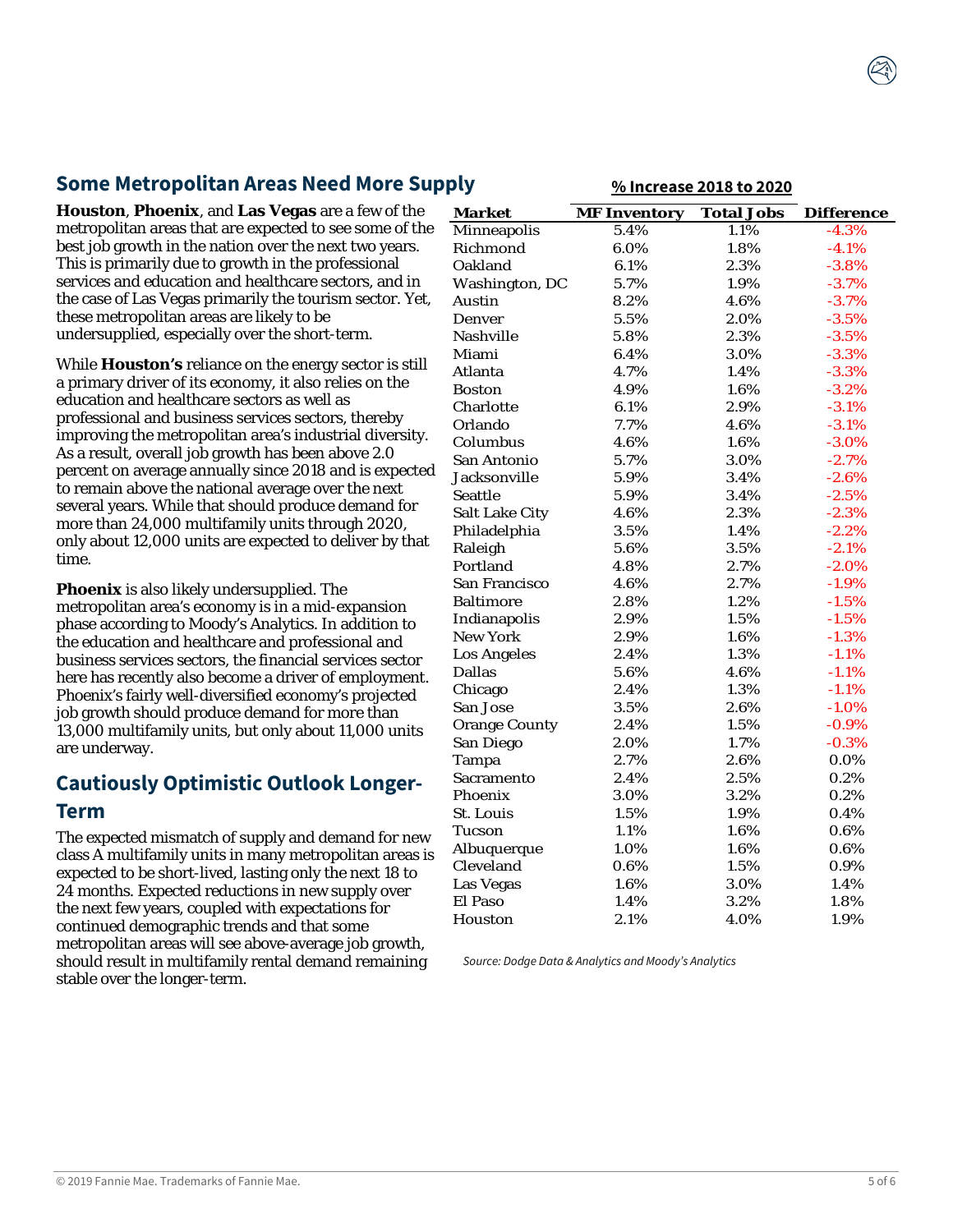## Some Metropolitan Areas Need More Supply

**Houston**, **Phoenix**, and **Las Vegas** are a few of the metropolitan areas that are expected to see some of the best job growth in the nation over the next two years. This is primarily due to growth in the professional services and education and healthcare sectors, and in the case of Las Vegas primarily the tourism sector. Yet, these metropolitan areas are likely to be undersupplied, especially over the short-term.

While **Houston's** reliance on the energy sector is still a primary driver of its economy, it also relies on the education and healthcare sectors as well as professional and business services sectors, thereby improving the metropolitan area's industrial diversity. As a result, overall job growth has been above 2.0 percent on average annually since 2018 and is expected to remain above the national average over the next several years. While that should produce demand for more than 24,000 multifamily units through 2020, only about 12,000 units are expected to deliver by that time.

**Phoenix** is also likely undersupplied. The metropolitan area's economy is in a mid-expansion phase according to Moody's Analytics. In addition to the education and healthcare and professional and business services sectors, the financial services sector here has recently also become a driver of employment. Phoenix's fairly well-diversified economy's projected job growth should produce demand for more than 13,000 multifamily units, but only about 11,000 units are underway.

## Cautiously Optimistic Outlook Longer-Term

The expected mismatch of supply and demand for new class A multifamily units in many metropolitan areas is expected to be short-lived, lasting only the next 18 to 24 months. Expected reductions in new supply over the next few years, coupled with expectations for continued demographic trends and that some metropolitan areas will see above-average job growth, should result in multifamily rental demand remaining stable over the longer-term.

| | % Increase 2018 to 2020 | | |
|---|---|---|---|
| **Market** | **MF Inventory** | **Total Jobs** | **Difference** |
| Minneapolis | 5.4% | 1.1% | -4.3% |
| Richmond | 6.0% | 1.8% | -4.1% |
| Oakland | 6.1% | 2.3% | -3.8% |
| Washington, DC | 5.7% | 1.9% | -3.7% |
| Austin | 8.2% | 4.6% | -3.7% |
| Denver | 5.5% | 2.0% | -3.5% |
| Nashville | 5.8% | 2.3% | -3.5% |
| Miami | 6.4% | 3.0% | -3.3% |
| Atlanta | 4.7% | 1.4% | -3.3% |
| Boston | 4.9% | 1.6% | -3.2% |
| Charlotte | 6.1% | 2.9% | -3.1% |
| Orlando | 7.7% | 4.6% | -3.1% |
| Columbus | 4.6% | 1.6% | -3.0% |
| San Antonio | 5.7% | 3.0% | -2.7% |
| Jacksonville | 5.9% | 3.4% | -2.6% |
| Seattle | 5.9% | 3.4% | -2.5% |
| Salt Lake City | 4.6% | 2.3% | -2.3% |
| Philadelphia | 3.5% | 1.4% | -2.2% |
| Raleigh | 5.6% | 3.5% | -2.1% |
| Portland | 4.8% | 2.7% | -2.0% |
| San Francisco | 4.6% | 2.7% | -1.9% |
| Baltimore | 2.8% | 1.2% | -1.5% |
| Indianapolis | 2.9% | 1.5% | -1.5% |
| New York | 2.9% | 1.6% | -1.3% |
| Los Angeles | 2.4% | 1.3% | -1.1% |
| Dallas | 5.6% | 4.6% | -1.1% |
| Chicago | 2.4% | 1.3% | -1.1% |
| San Jose | 3.5% | 2.6% | -1.0% |
| Orange County | 2.4% | 1.5% | -0.9% |
| San Diego | 2.0% | 1.7% | -0.3% |
| Tampa | 2.7% | 2.6% | 0.0% |
| Sacramento | 2.4% | 2.5% | 0.2% |
| Phoenix | 3.0% | 3.2% | 0.2% |
| St. Louis | 1.5% | 1.9% | 0.4% |
| Tucson | 1.1% | 1.6% | 0.6% |
| Albuquerque | 1.0% | 1.6% | 0.6% |
| Cleveland | 0.6% | 1.5% | 0.9% |
| Las Vegas | 1.6% | 3.0% | 1.4% |
| El Paso | 1.4% | 3.2% | 1.8% |
| Houston | 2.1% | 4.0% | 1.9% |

*Source: Dodge Data & Analytics and Moody's Analytics*

© 2019 Fannie Mae. Trademarks of Fannie Mae.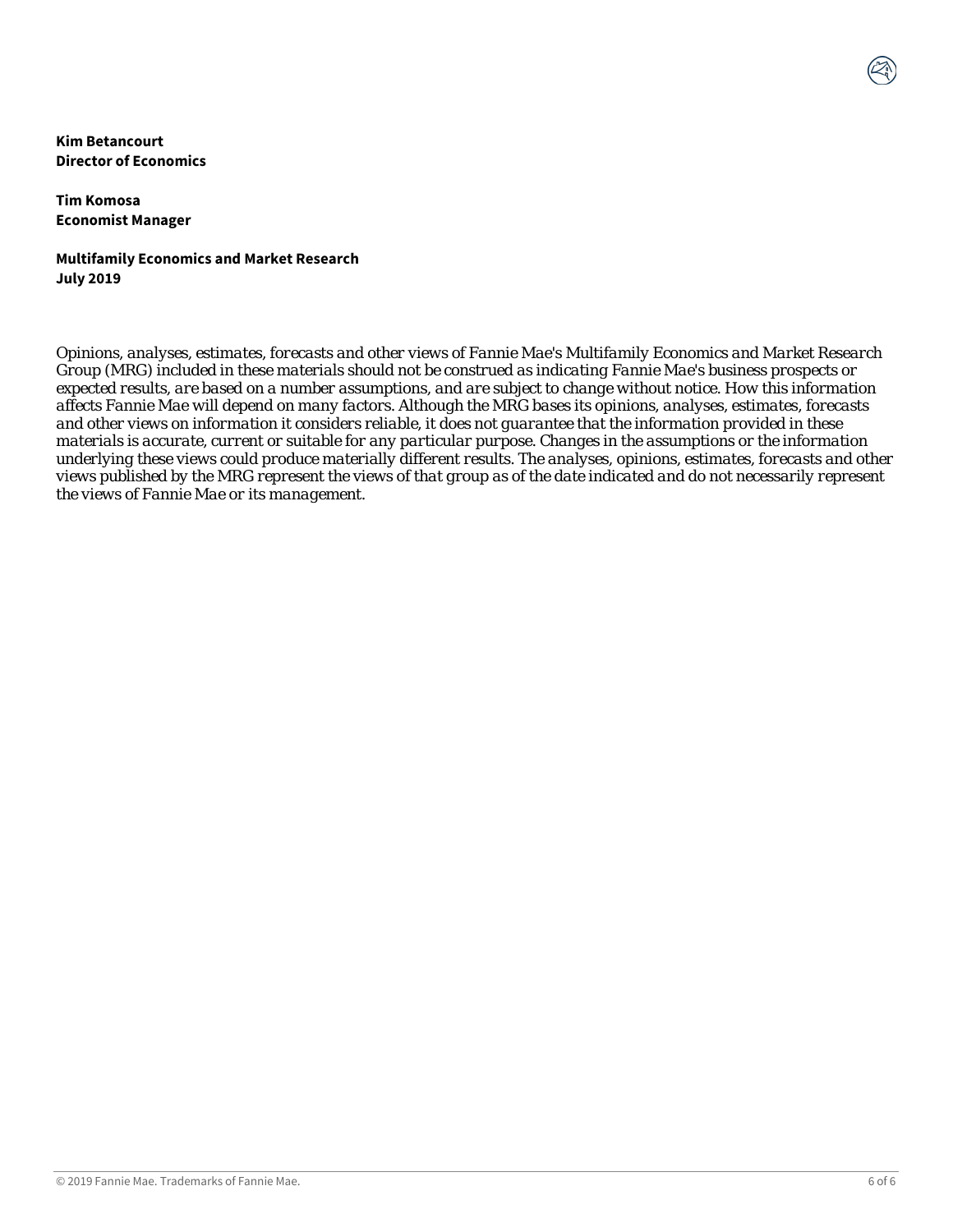**Kim Betancourt**
**Director of Economics**

**Tim Komosa**
**Economist Manager**

**Multifamily Economics and Market Research**
**July 2019**

*Opinions, analyses, estimates, forecasts and other views of Fannie Mae's Multifamily Economics and Market Research Group (MRG) included in these materials should not be construed as indicating Fannie Mae's business prospects or expected results, are based on a number assumptions, and are subject to change without notice. How this information affects Fannie Mae will depend on many factors. Although the MRG bases its opinions, analyses, estimates, forecasts and other views on information it considers reliable, it does not guarantee that the information provided in these materials is accurate, current or suitable for any particular purpose. Changes in the assumptions or the information underlying these views could produce materially different results. The analyses, opinions, estimates, forecasts and other views published by the MRG represent the views of that group as of the date indicated and do not necessarily represent the views of Fannie Mae or its management.*